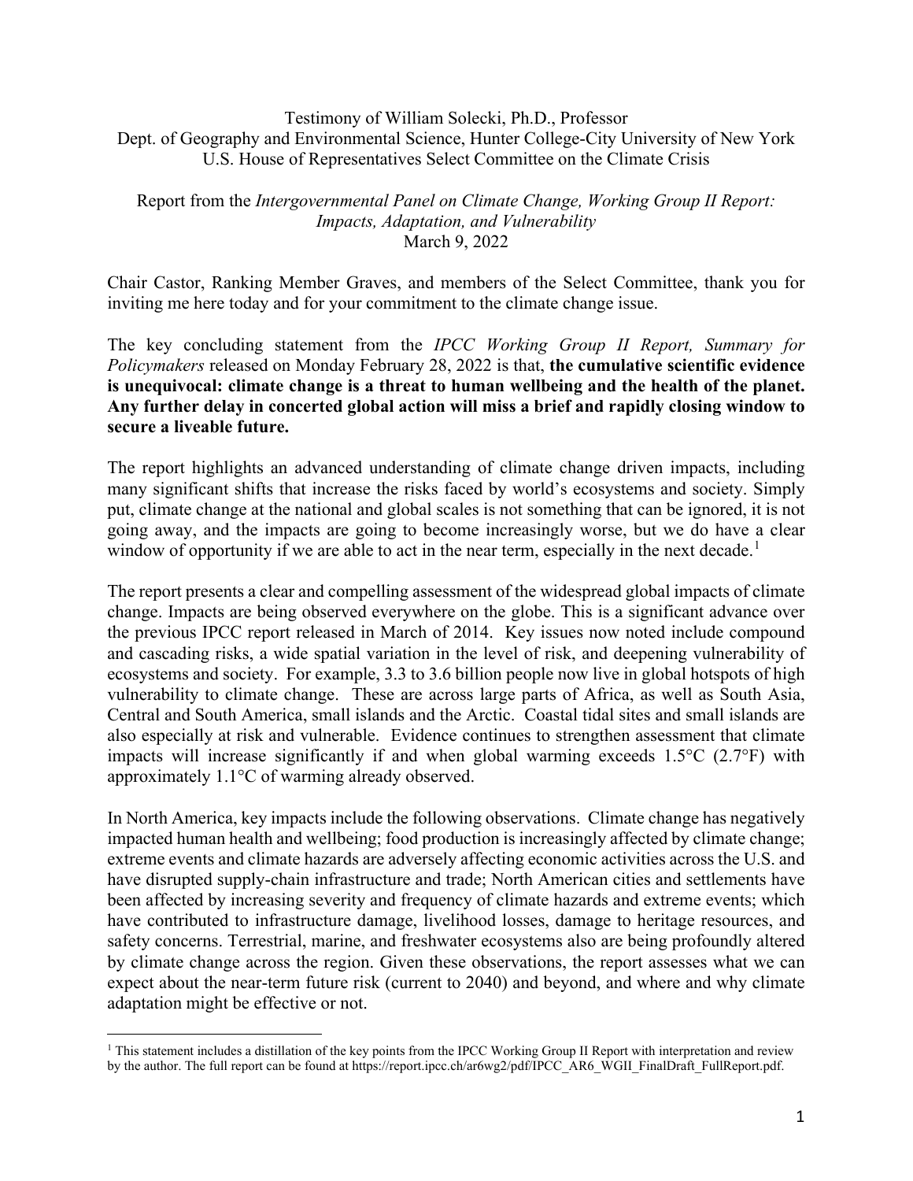Testimony of William Solecki, Ph.D., Professor
Dept. of Geography and Environmental Science, Hunter College-City University of New York
U.S. House of Representatives Select Committee on the Climate Crisis

Report from the *Intergovernmental Panel on Climate Change, Working Group II Report: Impacts, Adaptation, and Vulnerability*
March 9, 2022

Chair Castor, Ranking Member Graves, and members of the Select Committee, thank you for inviting me here today and for your commitment to the climate change issue.

The key concluding statement from the *IPCC Working Group II Report, Summary for Policymakers* released on Monday February 28, 2022 is that, **the cumulative scientific evidence is unequivocal: climate change is a threat to human wellbeing and the health of the planet. Any further delay in concerted global action will miss a brief and rapidly closing window to secure a liveable future.**

The report highlights an advanced understanding of climate change driven impacts, including many significant shifts that increase the risks faced by world's ecosystems and society. Simply put, climate change at the national and global scales is not something that can be ignored, it is not going away, and the impacts are going to become increasingly worse, but we do have a clear window of opportunity if we are able to act in the near term, especially in the next decade.[1]

The report presents a clear and compelling assessment of the widespread global impacts of climate change. Impacts are being observed everywhere on the globe. This is a significant advance over the previous IPCC report released in March of 2014. Key issues now noted include compound and cascading risks, a wide spatial variation in the level of risk, and deepening vulnerability of ecosystems and society. For example, 3.3 to 3.6 billion people now live in global hotspots of high vulnerability to climate change. These are across large parts of Africa, as well as South Asia, Central and South America, small islands and the Arctic. Coastal tidal sites and small islands are also especially at risk and vulnerable. Evidence continues to strengthen assessment that climate impacts will increase significantly if and when global warming exceeds 1.5°C (2.7°F) with approximately 1.1°C of warming already observed.

In North America, key impacts include the following observations. Climate change has negatively impacted human health and wellbeing; food production is increasingly affected by climate change; extreme events and climate hazards are adversely affecting economic activities across the U.S. and have disrupted supply-chain infrastructure and trade; North American cities and settlements have been affected by increasing severity and frequency of climate hazards and extreme events; which have contributed to infrastructure damage, livelihood losses, damage to heritage resources, and safety concerns. Terrestrial, marine, and freshwater ecosystems also are being profoundly altered by climate change across the region. Given these observations, the report assesses what we can expect about the near-term future risk (current to 2040) and beyond, and where and why climate adaptation might be effective or not.

[1] This statement includes a distillation of the key points from the IPCC Working Group II Report with interpretation and review by the author. The full report can be found at https://report.ipcc.ch/ar6wg2/pdf/IPCC_AR6_WGII_FinalDraft_FullReport.pdf.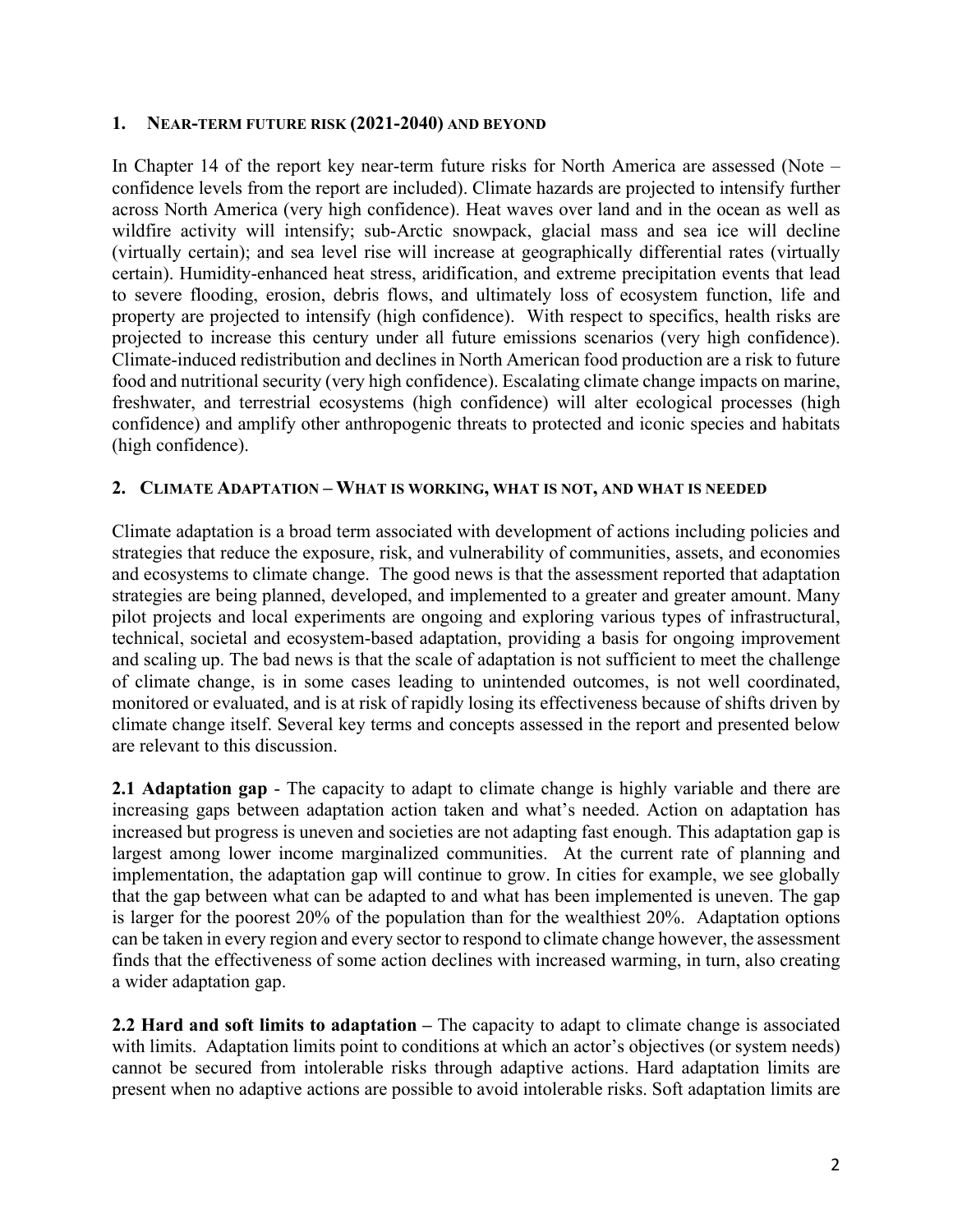## 1. Near-term future risk (2021-2040) and beyond

In Chapter 14 of the report key near-term future risks for North America are assessed (Note – confidence levels from the report are included). Climate hazards are projected to intensify further across North America (very high confidence). Heat waves over land and in the ocean as well as wildfire activity will intensify; sub-Arctic snowpack, glacial mass and sea ice will decline (virtually certain); and sea level rise will increase at geographically differential rates (virtually certain). Humidity-enhanced heat stress, aridification, and extreme precipitation events that lead to severe flooding, erosion, debris flows, and ultimately loss of ecosystem function, life and property are projected to intensify (high confidence). With respect to specifics, health risks are projected to increase this century under all future emissions scenarios (very high confidence). Climate-induced redistribution and declines in North American food production are a risk to future food and nutritional security (very high confidence). Escalating climate change impacts on marine, freshwater, and terrestrial ecosystems (high confidence) will alter ecological processes (high confidence) and amplify other anthropogenic threats to protected and iconic species and habitats (high confidence).

## 2. Climate Adaptation – What is working, what is not, and what is needed

Climate adaptation is a broad term associated with development of actions including policies and strategies that reduce the exposure, risk, and vulnerability of communities, assets, and economies and ecosystems to climate change. The good news is that the assessment reported that adaptation strategies are being planned, developed, and implemented to a greater and greater amount. Many pilot projects and local experiments are ongoing and exploring various types of infrastructural, technical, societal and ecosystem-based adaptation, providing a basis for ongoing improvement and scaling up. The bad news is that the scale of adaptation is not sufficient to meet the challenge of climate change, is in some cases leading to unintended outcomes, is not well coordinated, monitored or evaluated, and is at risk of rapidly losing its effectiveness because of shifts driven by climate change itself. Several key terms and concepts assessed in the report and presented below are relevant to this discussion.

**2.1 Adaptation gap** - The capacity to adapt to climate change is highly variable and there are increasing gaps between adaptation action taken and what's needed. Action on adaptation has increased but progress is uneven and societies are not adapting fast enough. This adaptation gap is largest among lower income marginalized communities. At the current rate of planning and implementation, the adaptation gap will continue to grow. In cities for example, we see globally that the gap between what can be adapted to and what has been implemented is uneven. The gap is larger for the poorest 20% of the population than for the wealthiest 20%. Adaptation options can be taken in every region and every sector to respond to climate change however, the assessment finds that the effectiveness of some action declines with increased warming, in turn, also creating a wider adaptation gap.

**2.2 Hard and soft limits to adaptation –** The capacity to adapt to climate change is associated with limits. Adaptation limits point to conditions at which an actor's objectives (or system needs) cannot be secured from intolerable risks through adaptive actions. Hard adaptation limits are present when no adaptive actions are possible to avoid intolerable risks. Soft adaptation limits are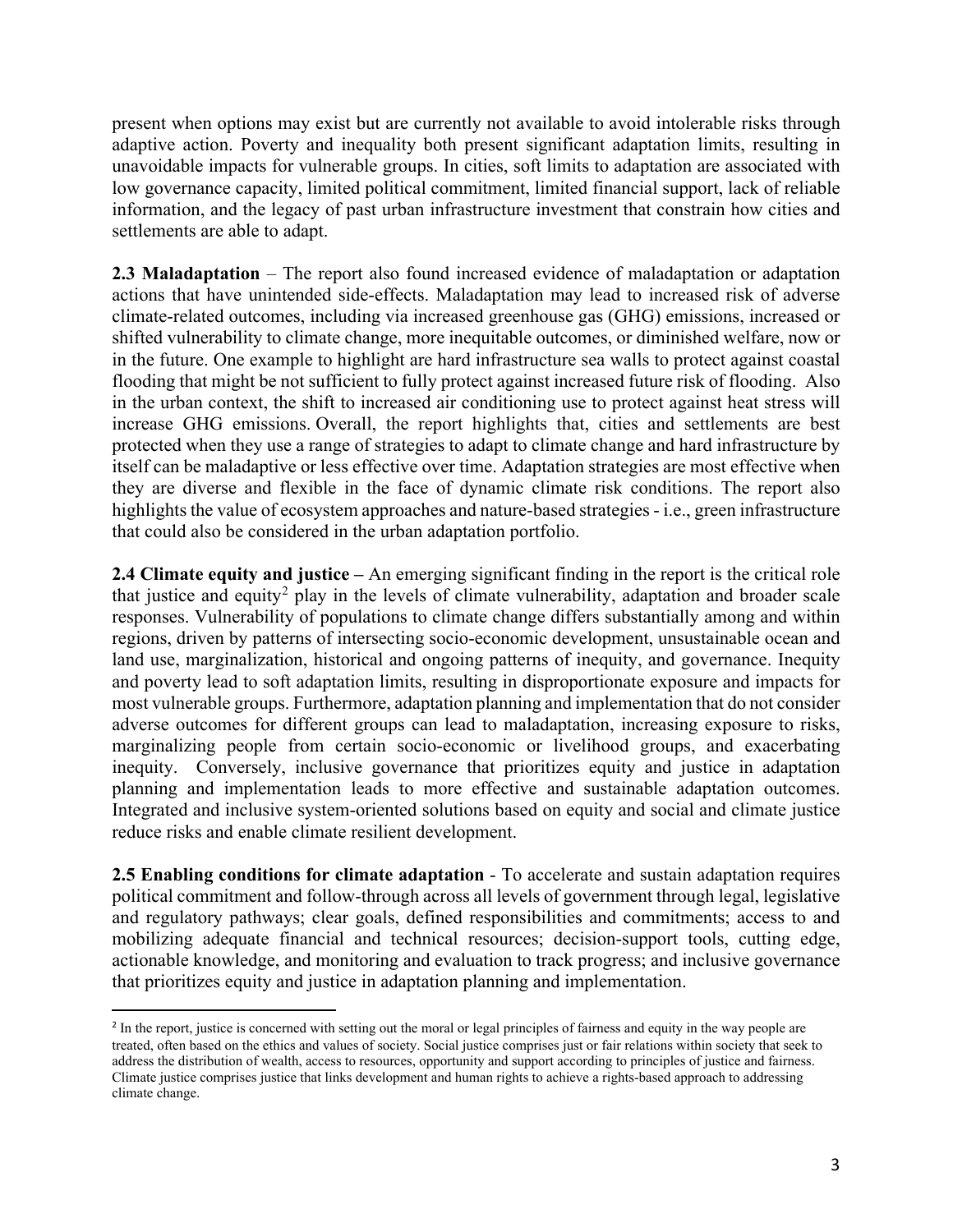present when options may exist but are currently not available to avoid intolerable risks through adaptive action. Poverty and inequality both present significant adaptation limits, resulting in unavoidable impacts for vulnerable groups. In cities, soft limits to adaptation are associated with low governance capacity, limited political commitment, limited financial support, lack of reliable information, and the legacy of past urban infrastructure investment that constrain how cities and settlements are able to adapt.

**2.3 Maladaptation** – The report also found increased evidence of maladaptation or adaptation actions that have unintended side-effects. Maladaptation may lead to increased risk of adverse climate-related outcomes, including via increased greenhouse gas (GHG) emissions, increased or shifted vulnerability to climate change, more inequitable outcomes, or diminished welfare, now or in the future. One example to highlight are hard infrastructure sea walls to protect against coastal flooding that might be not sufficient to fully protect against increased future risk of flooding. Also in the urban context, the shift to increased air conditioning use to protect against heat stress will increase GHG emissions. Overall, the report highlights that, cities and settlements are best protected when they use a range of strategies to adapt to climate change and hard infrastructure by itself can be maladaptive or less effective over time. Adaptation strategies are most effective when they are diverse and flexible in the face of dynamic climate risk conditions. The report also highlights the value of ecosystem approaches and nature-based strategies - i.e., green infrastructure that could also be considered in the urban adaptation portfolio.

**2.4 Climate equity and justice –** An emerging significant finding in the report is the critical role that justice and equity[2] play in the levels of climate vulnerability, adaptation and broader scale responses. Vulnerability of populations to climate change differs substantially among and within regions, driven by patterns of intersecting socio-economic development, unsustainable ocean and land use, marginalization, historical and ongoing patterns of inequity, and governance. Inequity and poverty lead to soft adaptation limits, resulting in disproportionate exposure and impacts for most vulnerable groups. Furthermore, adaptation planning and implementation that do not consider adverse outcomes for different groups can lead to maladaptation, increasing exposure to risks, marginalizing people from certain socio-economic or livelihood groups, and exacerbating inequity. Conversely, inclusive governance that prioritizes equity and justice in adaptation planning and implementation leads to more effective and sustainable adaptation outcomes. Integrated and inclusive system-oriented solutions based on equity and social and climate justice reduce risks and enable climate resilient development.

**2.5 Enabling conditions for climate adaptation** - To accelerate and sustain adaptation requires political commitment and follow-through across all levels of government through legal, legislative and regulatory pathways; clear goals, defined responsibilities and commitments; access to and mobilizing adequate financial and technical resources; decision-support tools, cutting edge, actionable knowledge, and monitoring and evaluation to track progress; and inclusive governance that prioritizes equity and justice in adaptation planning and implementation.

---

[2] In the report, justice is concerned with setting out the moral or legal principles of fairness and equity in the way people are treated, often based on the ethics and values of society. Social justice comprises just or fair relations within society that seek to address the distribution of wealth, access to resources, opportunity and support according to principles of justice and fairness. Climate justice comprises justice that links development and human rights to achieve a rights-based approach to addressing climate change.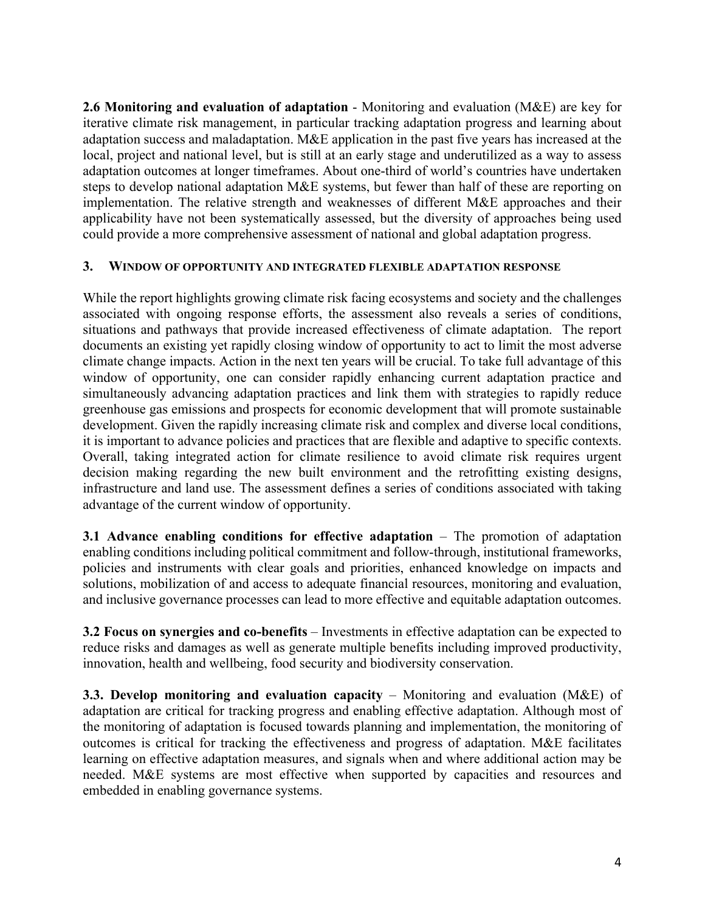**2.6 Monitoring and evaluation of adaptation** - Monitoring and evaluation (M&E) are key for iterative climate risk management, in particular tracking adaptation progress and learning about adaptation success and maladaptation. M&E application in the past five years has increased at the local, project and national level, but is still at an early stage and underutilized as a way to assess adaptation outcomes at longer timeframes. About one-third of world's countries have undertaken steps to develop national adaptation M&E systems, but fewer than half of these are reporting on implementation. The relative strength and weaknesses of different M&E approaches and their applicability have not been systematically assessed, but the diversity of approaches being used could provide a more comprehensive assessment of national and global adaptation progress.

## 3. WINDOW OF OPPORTUNITY AND INTEGRATED FLEXIBLE ADAPTATION RESPONSE

While the report highlights growing climate risk facing ecosystems and society and the challenges associated with ongoing response efforts, the assessment also reveals a series of conditions, situations and pathways that provide increased effectiveness of climate adaptation. The report documents an existing yet rapidly closing window of opportunity to act to limit the most adverse climate change impacts. Action in the next ten years will be crucial. To take full advantage of this window of opportunity, one can consider rapidly enhancing current adaptation practice and simultaneously advancing adaptation practices and link them with strategies to rapidly reduce greenhouse gas emissions and prospects for economic development that will promote sustainable development. Given the rapidly increasing climate risk and complex and diverse local conditions, it is important to advance policies and practices that are flexible and adaptive to specific contexts. Overall, taking integrated action for climate resilience to avoid climate risk requires urgent decision making regarding the new built environment and the retrofitting existing designs, infrastructure and land use. The assessment defines a series of conditions associated with taking advantage of the current window of opportunity.

**3.1 Advance enabling conditions for effective adaptation** – The promotion of adaptation enabling conditions including political commitment and follow-through, institutional frameworks, policies and instruments with clear goals and priorities, enhanced knowledge on impacts and solutions, mobilization of and access to adequate financial resources, monitoring and evaluation, and inclusive governance processes can lead to more effective and equitable adaptation outcomes.

**3.2 Focus on synergies and co-benefits** – Investments in effective adaptation can be expected to reduce risks and damages as well as generate multiple benefits including improved productivity, innovation, health and wellbeing, food security and biodiversity conservation.

**3.3. Develop monitoring and evaluation capacity** – Monitoring and evaluation (M&E) of adaptation are critical for tracking progress and enabling effective adaptation. Although most of the monitoring of adaptation is focused towards planning and implementation, the monitoring of outcomes is critical for tracking the effectiveness and progress of adaptation. M&E facilitates learning on effective adaptation measures, and signals when and where additional action may be needed. M&E systems are most effective when supported by capacities and resources and embedded in enabling governance systems.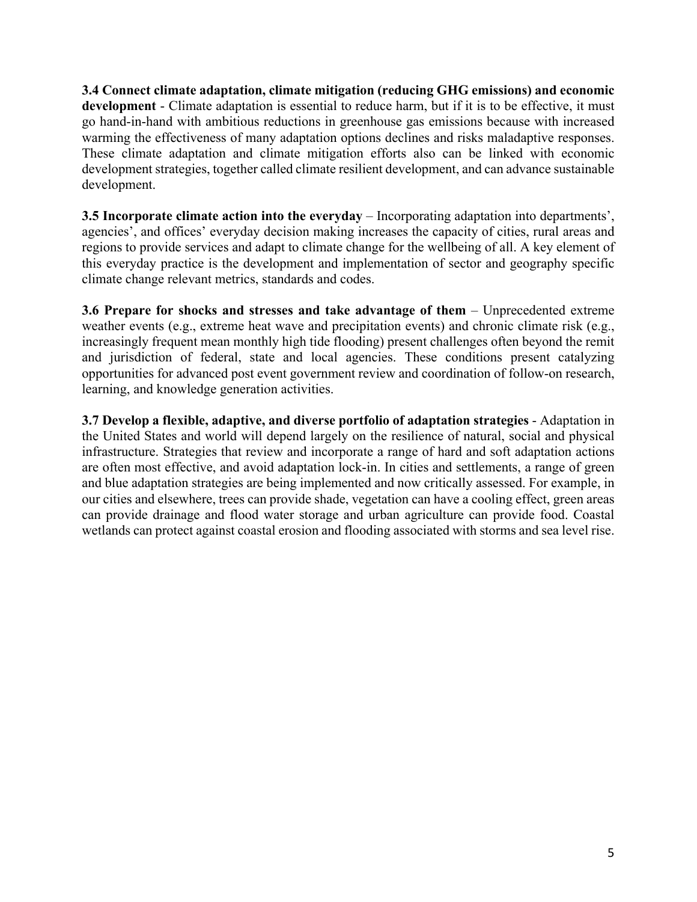**3.4 Connect climate adaptation, climate mitigation (reducing GHG emissions) and economic development** - Climate adaptation is essential to reduce harm, but if it is to be effective, it must go hand-in-hand with ambitious reductions in greenhouse gas emissions because with increased warming the effectiveness of many adaptation options declines and risks maladaptive responses. These climate adaptation and climate mitigation efforts also can be linked with economic development strategies, together called climate resilient development, and can advance sustainable development.

**3.5 Incorporate climate action into the everyday** – Incorporating adaptation into departments', agencies', and offices' everyday decision making increases the capacity of cities, rural areas and regions to provide services and adapt to climate change for the wellbeing of all. A key element of this everyday practice is the development and implementation of sector and geography specific climate change relevant metrics, standards and codes.

**3.6 Prepare for shocks and stresses and take advantage of them** – Unprecedented extreme weather events (e.g., extreme heat wave and precipitation events) and chronic climate risk (e.g., increasingly frequent mean monthly high tide flooding) present challenges often beyond the remit and jurisdiction of federal, state and local agencies. These conditions present catalyzing opportunities for advanced post event government review and coordination of follow-on research, learning, and knowledge generation activities.

**3.7 Develop a flexible, adaptive, and diverse portfolio of adaptation strategies** - Adaptation in the United States and world will depend largely on the resilience of natural, social and physical infrastructure. Strategies that review and incorporate a range of hard and soft adaptation actions are often most effective, and avoid adaptation lock-in. In cities and settlements, a range of green and blue adaptation strategies are being implemented and now critically assessed. For example, in our cities and elsewhere, trees can provide shade, vegetation can have a cooling effect, green areas can provide drainage and flood water storage and urban agriculture can provide food. Coastal wetlands can protect against coastal erosion and flooding associated with storms and sea level rise.